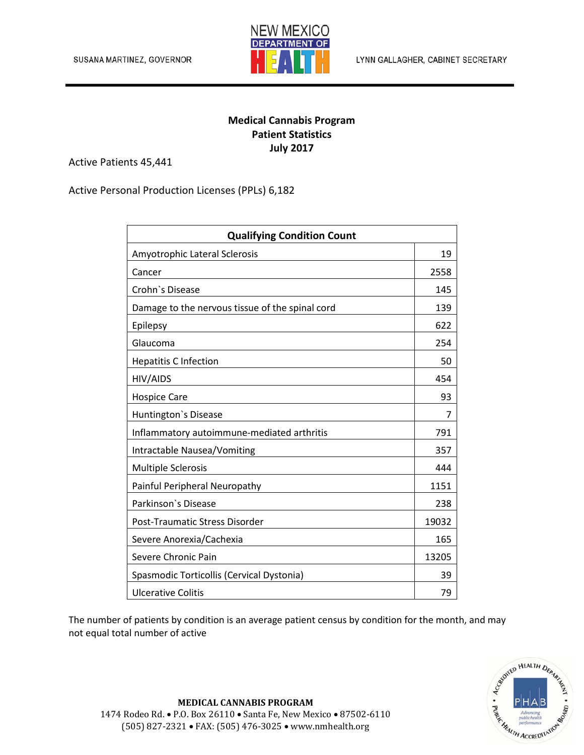SUSANA MARTINEZ, GOVERNOR

NEW MEXICO DEPARTMENT OF HEALTH

LYNN GALLAGHER, CABINET SECRETARY

**Medical Cannabis Program**
**Patient Statistics**
**July 2017**

Active Patients 45,441

Active Personal Production Licenses (PPLs) 6,182

| **Qualifying Condition Count** | |
|---|---|
| Amyotrophic Lateral Sclerosis | 19 |
| Cancer | 2558 |
| Crohn`s Disease | 145 |
| Damage to the nervous tissue of the spinal cord | 139 |
| Epilepsy | 622 |
| Glaucoma | 254 |
| Hepatitis C Infection | 50 |
| HIV/AIDS | 454 |
| Hospice Care | 93 |
| Huntington`s Disease | 7 |
| Inflammatory autoimmune-mediated arthritis | 791 |
| Intractable Nausea/Vomiting | 357 |
| Multiple Sclerosis | 444 |
| Painful Peripheral Neuropathy | 1151 |
| Parkinson`s Disease | 238 |
| Post-Traumatic Stress Disorder | 19032 |
| Severe Anorexia/Cachexia | 165 |
| Severe Chronic Pain | 13205 |
| Spasmodic Torticollis (Cervical Dystonia) | 39 |
| Ulcerative Colitis | 79 |

The number of patients by condition is an average patient census by condition for the month, and may not equal total number of active

**MEDICAL CANNABIS PROGRAM**
1474 Rodeo Rd. • P.O. Box 26110 • Santa Fe, New Mexico • 87502-6110
(505) 827-2321 • FAX: (505) 476-3025 • www.nmhealth.org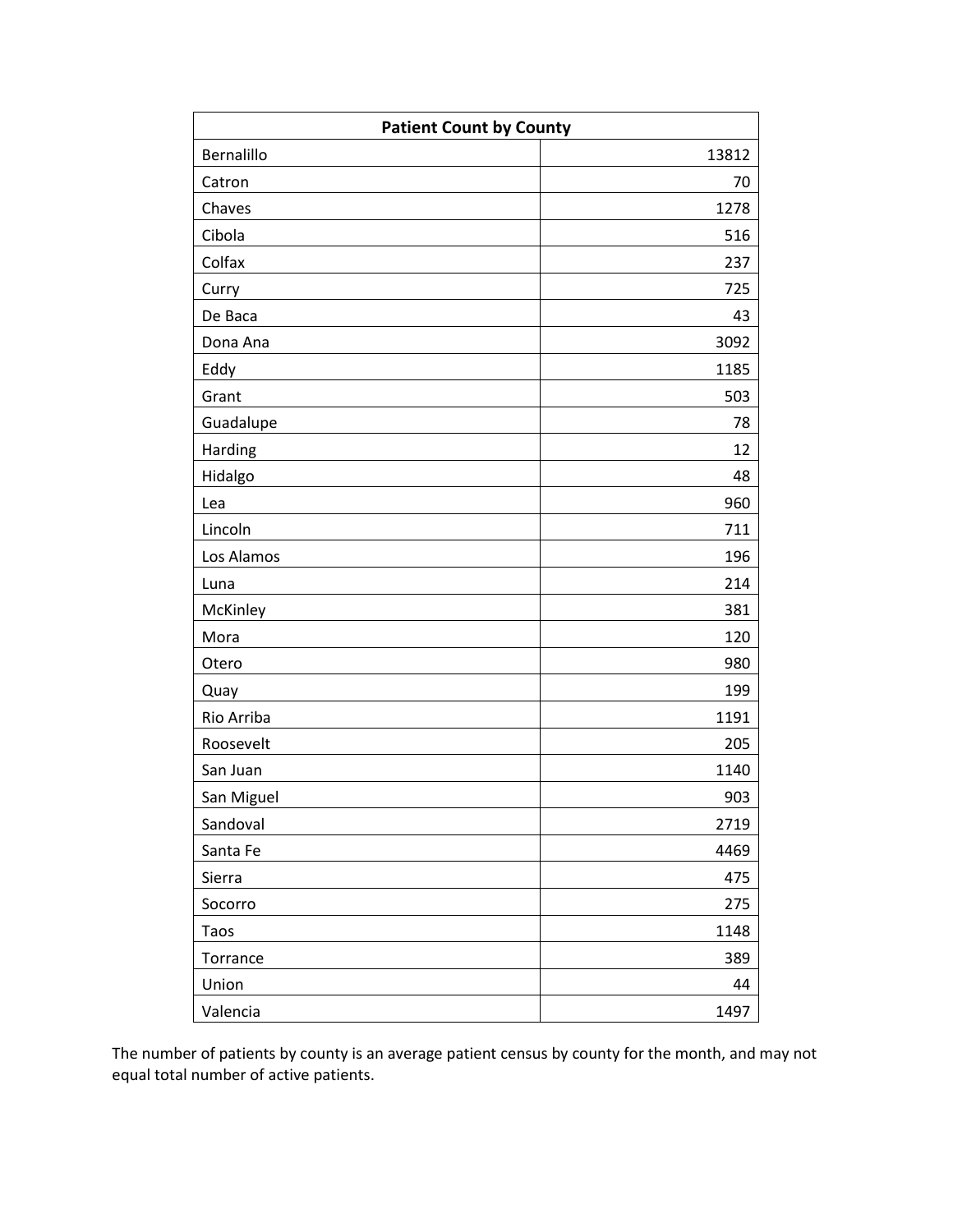| Patient Count by County | |
|---|---|
| Bernalillo | 13812 |
| Catron | 70 |
| Chaves | 1278 |
| Cibola | 516 |
| Colfax | 237 |
| Curry | 725 |
| De Baca | 43 |
| Dona Ana | 3092 |
| Eddy | 1185 |
| Grant | 503 |
| Guadalupe | 78 |
| Harding | 12 |
| Hidalgo | 48 |
| Lea | 960 |
| Lincoln | 711 |
| Los Alamos | 196 |
| Luna | 214 |
| McKinley | 381 |
| Mora | 120 |
| Otero | 980 |
| Quay | 199 |
| Rio Arriba | 1191 |
| Roosevelt | 205 |
| San Juan | 1140 |
| San Miguel | 903 |
| Sandoval | 2719 |
| Santa Fe | 4469 |
| Sierra | 475 |
| Socorro | 275 |
| Taos | 1148 |
| Torrance | 389 |
| Union | 44 |
| Valencia | 1497 |

The number of patients by county is an average patient census by county for the month, and may not equal total number of active patients.